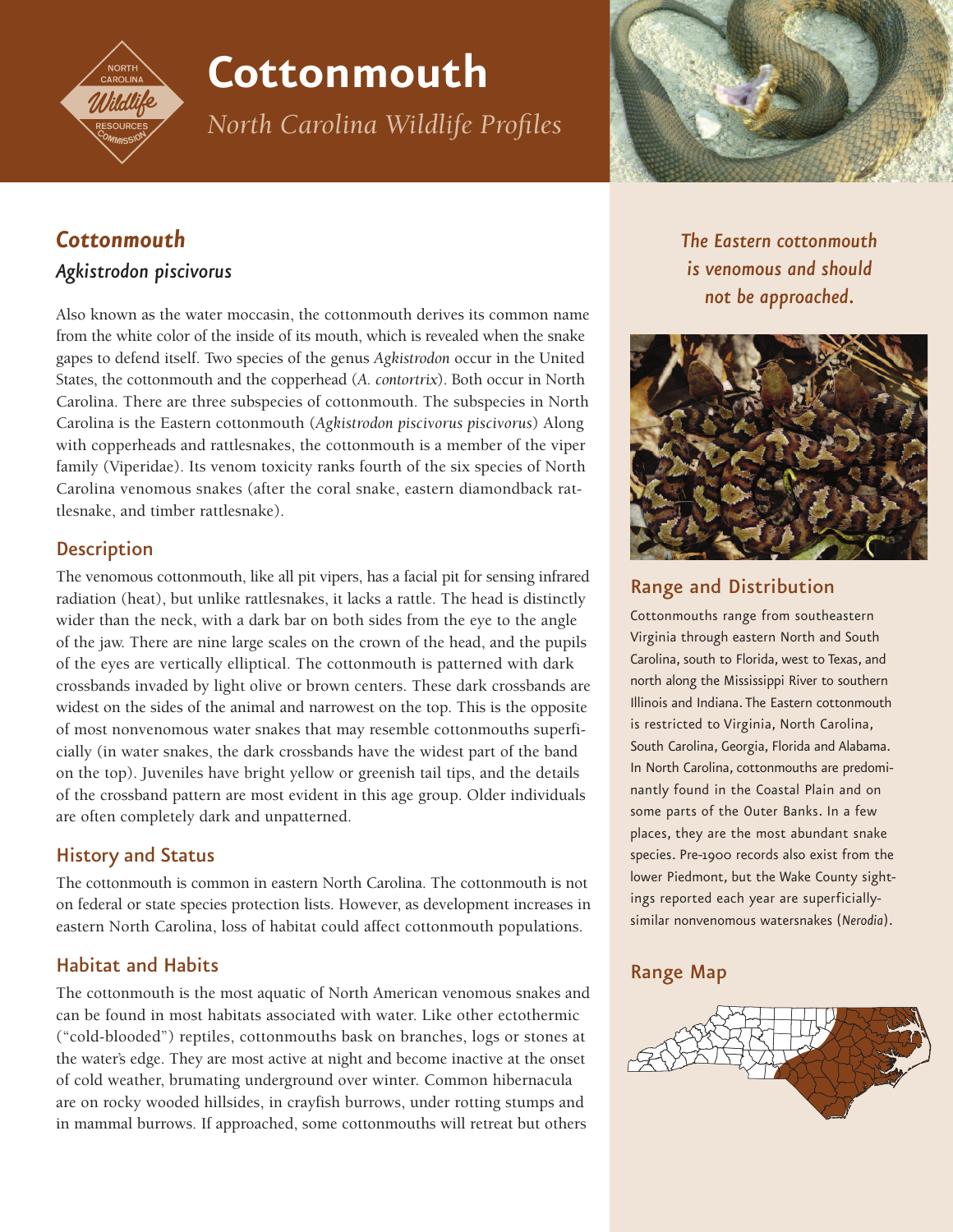# Cottonmouth

*North Carolina Wildlife Profiles*

## *Cottonmouth*

### *Agkistrodon piscivorus*

Also known as the water moccasin, the cottonmouth derives its common name from the white color of the inside of its mouth, which is revealed when the snake gapes to defend itself. Two species of the genus *Agkistrodon* occur in the United States, the cottonmouth and the copperhead (*A. contortrix*). Both occur in North Carolina. There are three subspecies of cottonmouth. The subspecies in North Carolina is the Eastern cottonmouth (*Agkistrodon piscivorus piscivorus*) Along with copperheads and rattlesnakes, the cottonmouth is a member of the viper family (Viperidae). Its venom toxicity ranks fourth of the six species of North Carolina venomous snakes (after the coral snake, eastern diamondback rattlesnake, and timber rattlesnake).

### Description

The venomous cottonmouth, like all pit vipers, has a facial pit for sensing infrared radiation (heat), but unlike rattlesnakes, it lacks a rattle. The head is distinctly wider than the neck, with a dark bar on both sides from the eye to the angle of the jaw. There are nine large scales on the crown of the head, and the pupils of the eyes are vertically elliptical. The cottonmouth is patterned with dark crossbands invaded by light olive or brown centers. These dark crossbands are widest on the sides of the animal and narrowest on the top. This is the opposite of most nonvenomous water snakes that may resemble cottonmouths superficially (in water snakes, the dark crossbands have the widest part of the band on the top). Juveniles have bright yellow or greenish tail tips, and the details of the crossband pattern are most evident in this age group. Older individuals are often completely dark and unpatterned.

### History and Status

The cottonmouth is common in eastern North Carolina. The cottonmouth is not on federal or state species protection lists. However, as development increases in eastern North Carolina, loss of habitat could affect cottonmouth populations.

### Habitat and Habits

The cottonmouth is the most aquatic of North American venomous snakes and can be found in most habitats associated with water. Like other ectothermic ("cold-blooded") reptiles, cottonmouths bask on branches, logs or stones at the water's edge. They are most active at night and become inactive at the onset of cold weather, brumating underground over winter. Common hibernacula are on rocky wooded hillsides, in crayfish burrows, under rotting stumps and in mammal burrows. If approached, some cottonmouths will retreat but others

*The Eastern cottonmouth is venomous and should not be approached.*

### Range and Distribution

Cottonmouths range from southeastern Virginia through eastern North and South Carolina, south to Florida, west to Texas, and north along the Mississippi River to southern Illinois and Indiana. The Eastern cottonmouth is restricted to Virginia, North Carolina, South Carolina, Georgia, Florida and Alabama. In North Carolina, cottonmouths are predominantly found in the Coastal Plain and on some parts of the Outer Banks. In a few places, they are the most abundant snake species. Pre-1900 records also exist from the lower Piedmont, but the Wake County sightings reported each year are superficially-similar nonvenomous watersnakes (*Nerodia*).

### Range Map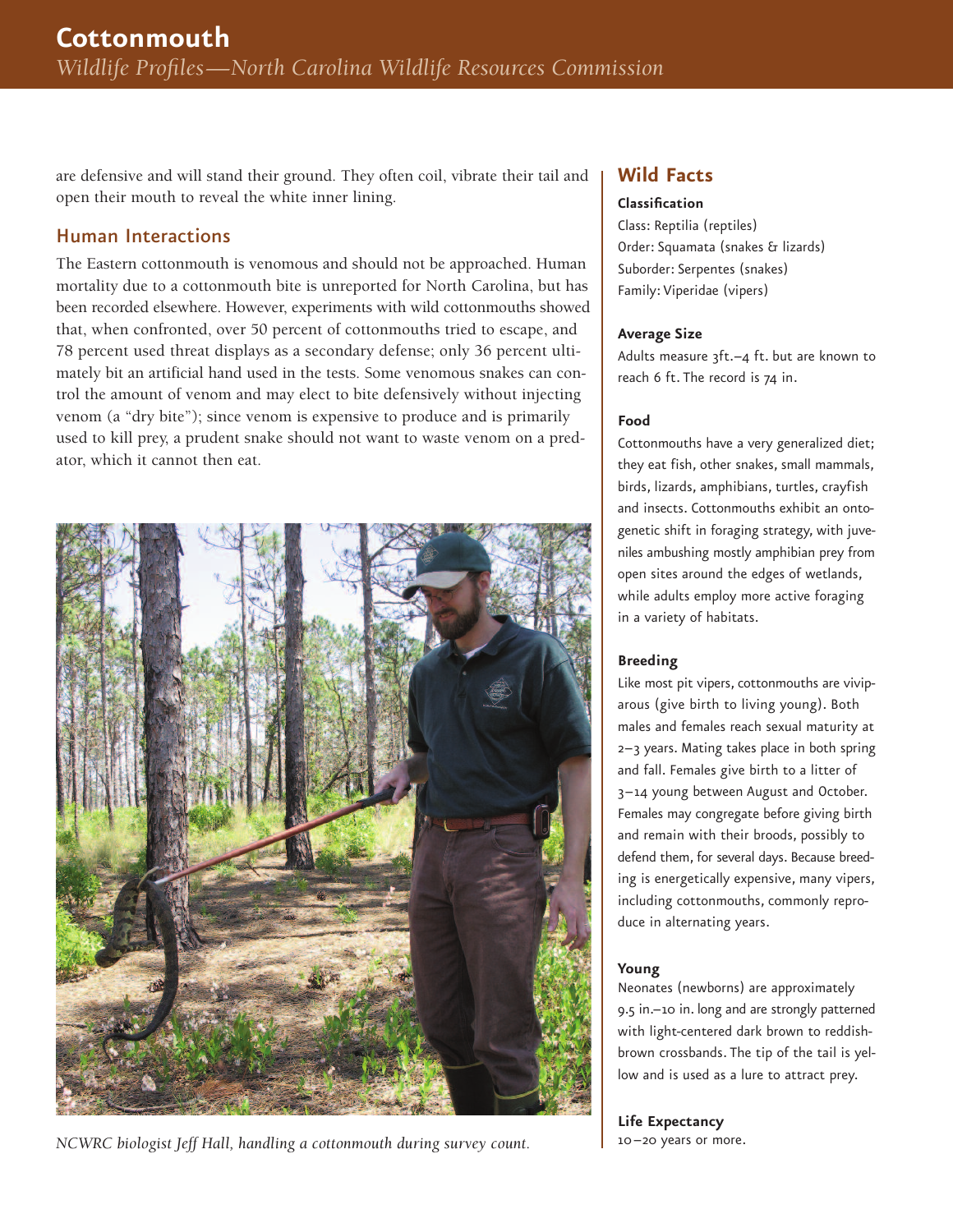are defensive and will stand their ground. They often coil, vibrate their tail and open their mouth to reveal the white inner lining.

## Human Interactions

The Eastern cottonmouth is venomous and should not be approached. Human mortality due to a cottonmouth bite is unreported for North Carolina, but has been recorded elsewhere. However, experiments with wild cottonmouths showed that, when confronted, over 50 percent of cottonmouths tried to escape, and 78 percent used threat displays as a secondary defense; only 36 percent ultimately bit an artificial hand used in the tests. Some venomous snakes can control the amount of venom and may elect to bite defensively without injecting venom (a "dry bite"); since venom is expensive to produce and is primarily used to kill prey, a prudent snake should not want to waste venom on a predator, which it cannot then eat.

*NCWRC biologist Jeff Hall, handling a cottonmouth during survey count.*

## Wild Facts

**Classification**

Class: Reptilia (reptiles)
Order: Squamata (snakes & lizards)
Suborder: Serpentes (snakes)
Family: Viperidae (vipers)

**Average Size**

Adults measure 3ft.–4 ft. but are known to reach 6 ft. The record is 74 in.

**Food**

Cottonmouths have a very generalized diet; they eat fish, other snakes, small mammals, birds, lizards, amphibians, turtles, crayfish and insects. Cottonmouths exhibit an ontogenetic shift in foraging strategy, with juveniles ambushing mostly amphibian prey from open sites around the edges of wetlands, while adults employ more active foraging in a variety of habitats.

**Breeding**

Like most pit vipers, cottonmouths are viviparous (give birth to living young). Both males and females reach sexual maturity at 2–3 years. Mating takes place in both spring and fall. Females give birth to a litter of 3–14 young between August and October. Females may congregate before giving birth and remain with their broods, possibly to defend them, for several days. Because breeding is energetically expensive, many vipers, including cottonmouths, commonly reproduce in alternating years.

**Young**

Neonates (newborns) are approximately 9.5 in.–10 in. long and are strongly patterned with light-centered dark brown to reddish-brown crossbands. The tip of the tail is yellow and is used as a lure to attract prey.

**Life Expectancy**

10–20 years or more.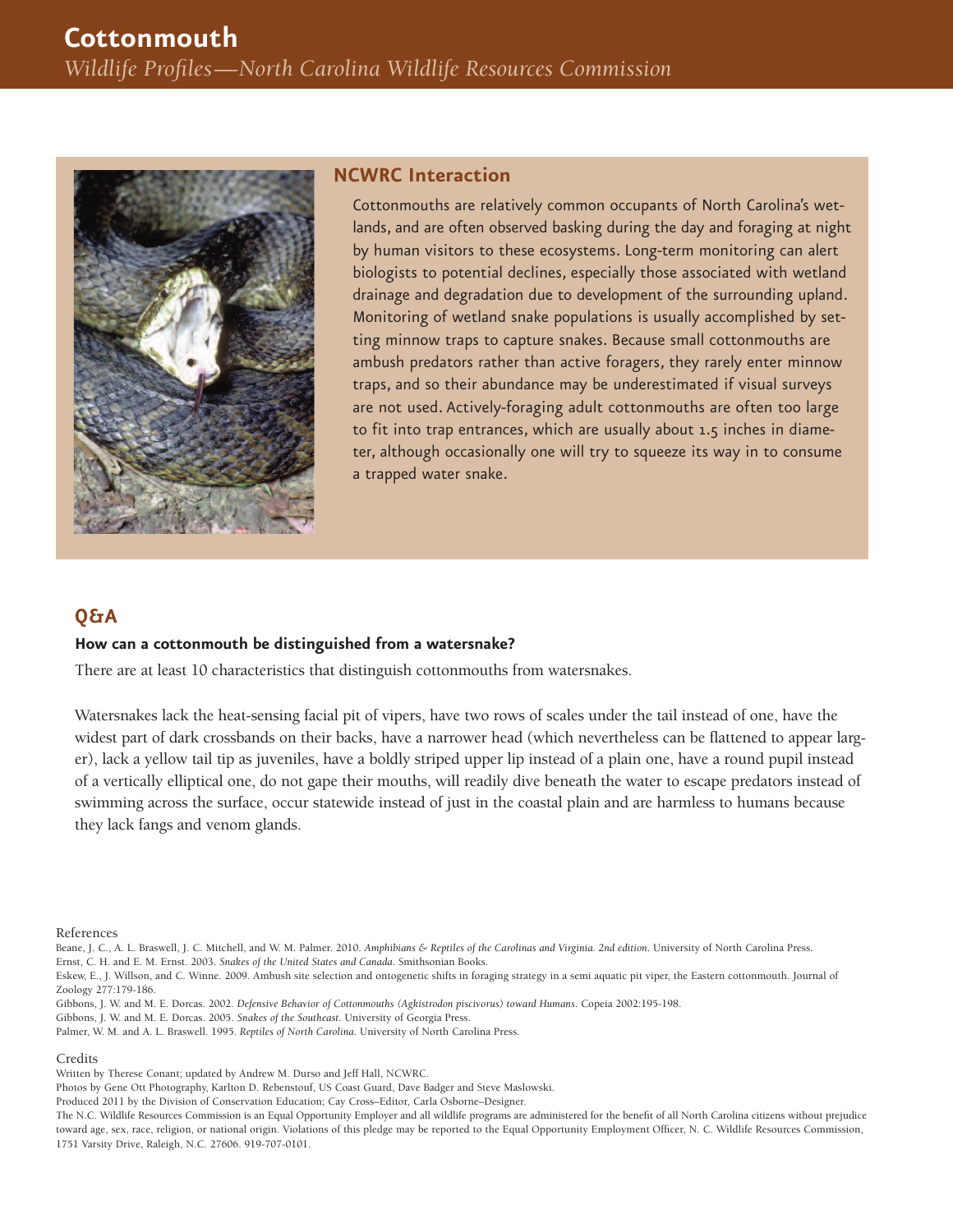## NCWRC Interaction

Cottonmouths are relatively common occupants of North Carolina's wetlands, and are often observed basking during the day and foraging at night by human visitors to these ecosystems. Long-term monitoring can alert biologists to potential declines, especially those associated with wetland drainage and degradation due to development of the surrounding upland. Monitoring of wetland snake populations is usually accomplished by setting minnow traps to capture snakes. Because small cottonmouths are ambush predators rather than active foragers, they rarely enter minnow traps, and so their abundance may be underestimated if visual surveys are not used. Actively-foraging adult cottonmouths are often too large to fit into trap entrances, which are usually about 1.5 inches in diameter, although occasionally one will try to squeeze its way in to consume a trapped water snake.

## Q&A

**How can a cottonmouth be distinguished from a watersnake?**

There are at least 10 characteristics that distinguish cottonmouths from watersnakes.

Watersnakes lack the heat-sensing facial pit of vipers, have two rows of scales under the tail instead of one, have the widest part of dark crossbands on their backs, have a narrower head (which nevertheless can be flattened to appear larger), lack a yellow tail tip as juveniles, have a boldly striped upper lip instead of a plain one, have a round pupil instead of a vertically elliptical one, do not gape their mouths, will readily dive beneath the water to escape predators instead of swimming across the surface, occur statewide instead of just in the coastal plain and are harmless to humans because they lack fangs and venom glands.

References

Beane, J. C., A. L. Braswell, J. C. Mitchell, and W. M. Palmer. 2010. *Amphibians & Reptiles of the Carolinas and Virginia. 2nd edition*. University of North Carolina Press.

Ernst, C. H. and E. M. Ernst. 2003. *Snakes of the United States and Canada*. Smithsonian Books.

Eskew, E., J. Willson, and C. Winne. 2009. Ambush site selection and ontogenetic shifts in foraging strategy in a semi aquatic pit viper, the Eastern cottonmouth. Journal of Zoology 277:179-186.

Gibbons, J. W. and M. E. Dorcas. 2002. *Defensive Behavior of Cottonmouths (Agkistrodon piscivorus) toward Humans*. Copeia 2002:195-198.

Gibbons, J. W. and M. E. Dorcas. 2005. *Snakes of the Southeast*. University of Georgia Press.

Palmer, W. M. and A. L. Braswell. 1995. *Reptiles of North Carolina*. University of North Carolina Press.

Credits

Written by Therese Conant; updated by Andrew M. Durso and Jeff Hall, NCWRC.

Photos by Gene Ott Photography, Karlton D. Rebenstouf, US Coast Guard, Dave Badger and Steve Maslowski.

Produced 2011 by the Division of Conservation Education; Cay Cross–Editor, Carla Osborne–Designer.

The N.C. Wildlife Resources Commission is an Equal Opportunity Employer and all wildlife programs are administered for the benefit of all North Carolina citizens without prejudice toward age, sex, race, religion, or national origin. Violations of this pledge may be reported to the Equal Opportunity Employment Officer, N. C. Wildlife Resources Commission, 1751 Varsity Drive, Raleigh, N.C. 27606. 919-707-0101.